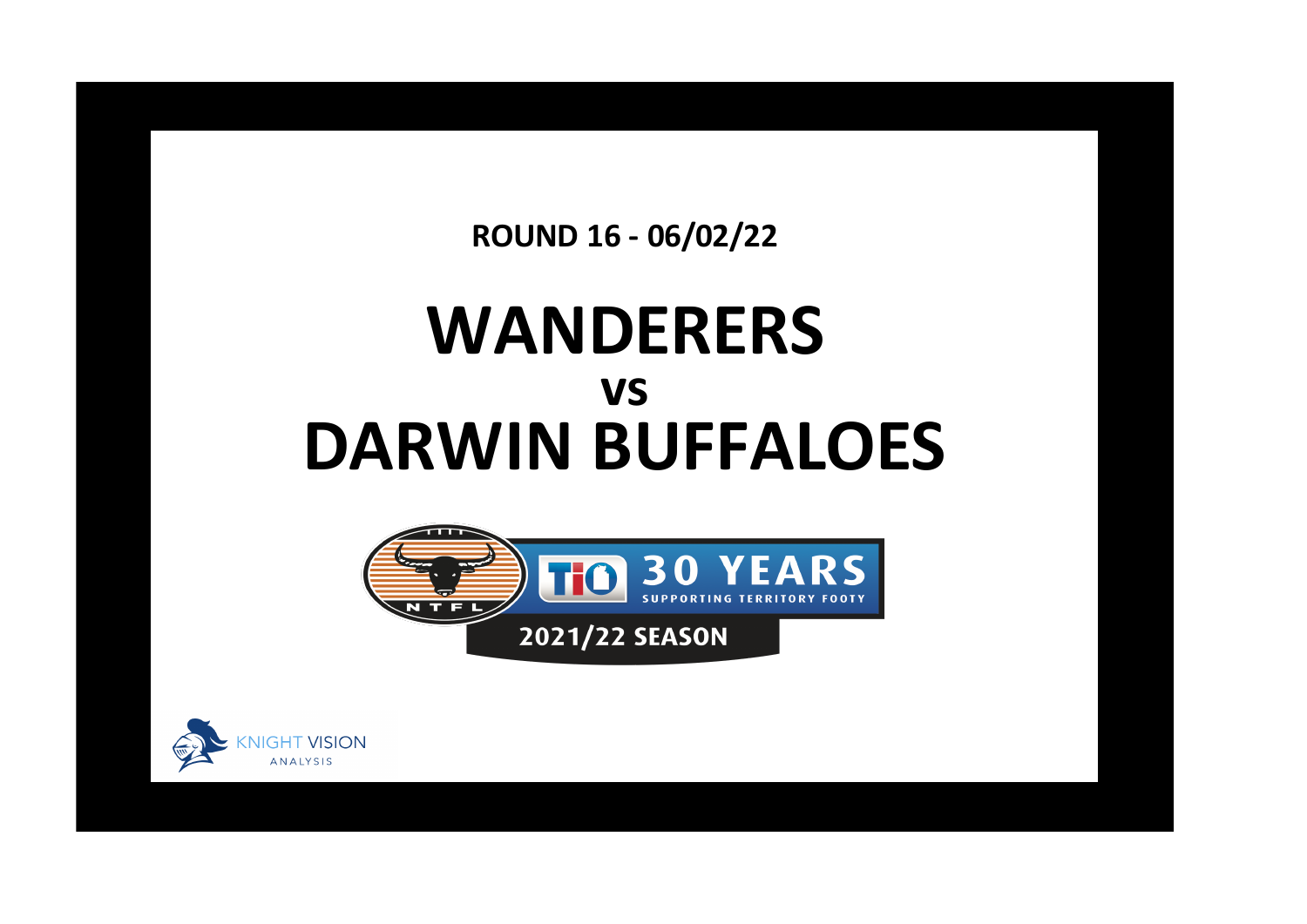**ROUND 16 - 06/02/22**

# WANDERERS
## vs
# DARWIN BUFFALOES

NTFL

TIO 30 YEARS SUPPORTING TERRITORY FOOTY

2021/22 SEASON

KNIGHT VISION ANALYSIS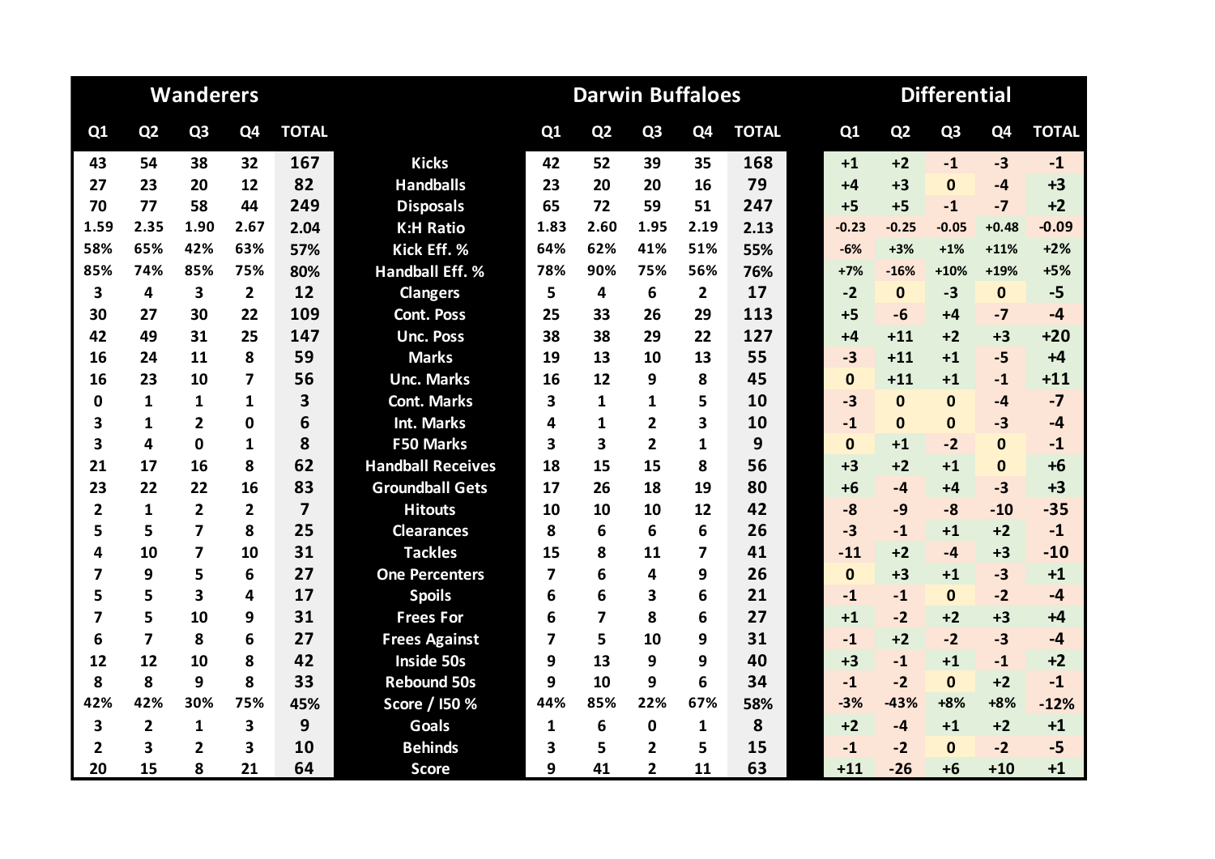| Wanderers | | | | | | Darwin Buffaloes | | | | | Differential | | | | |
|---|---|---|---|---|---|---|---|---|---|---|---|---|---|---|---|
| Q1 | Q2 | Q3 | Q4 | TOTAL | | Q1 | Q2 | Q3 | Q4 | TOTAL | Q1 | Q2 | Q3 | Q4 | TOTAL |
| 43 | 54 | 38 | 32 | 167 | Kicks | 42 | 52 | 39 | 35 | 168 | +1 | +2 | -1 | -3 | -1 |
| 27 | 23 | 20 | 12 | 82 | Handballs | 23 | 20 | 20 | 16 | 79 | +4 | +3 | 0 | -4 | +3 |
| 70 | 77 | 58 | 44 | 249 | Disposals | 65 | 72 | 59 | 51 | 247 | +5 | +5 | -1 | -7 | +2 |
| 1.59 | 2.35 | 1.90 | 2.67 | 2.04 | K:H Ratio | 1.83 | 2.60 | 1.95 | 2.19 | 2.13 | -0.23 | -0.25 | -0.05 | +0.48 | -0.09 |
| 58% | 65% | 42% | 63% | 57% | Kick Eff. % | 64% | 62% | 41% | 51% | 55% | -6% | +3% | +1% | +11% | +2% |
| 85% | 74% | 85% | 75% | 80% | Handball Eff. % | 78% | 90% | 75% | 56% | 76% | +7% | -16% | +10% | +19% | +5% |
| 3 | 4 | 3 | 2 | 12 | Clangers | 5 | 4 | 6 | 2 | 17 | -2 | 0 | -3 | 0 | -5 |
| 30 | 27 | 30 | 22 | 109 | Cont. Poss | 25 | 33 | 26 | 29 | 113 | +5 | -6 | +4 | -7 | -4 |
| 42 | 49 | 31 | 25 | 147 | Unc. Poss | 38 | 38 | 29 | 22 | 127 | +4 | +11 | +2 | +3 | +20 |
| 16 | 24 | 11 | 8 | 59 | Marks | 19 | 13 | 10 | 13 | 55 | -3 | +11 | +1 | -5 | +4 |
| 16 | 23 | 10 | 7 | 56 | Unc. Marks | 16 | 12 | 9 | 8 | 45 | 0 | +11 | +1 | -1 | +11 |
| 0 | 1 | 1 | 1 | 3 | Cont. Marks | 3 | 1 | 1 | 5 | 10 | -3 | 0 | 0 | -4 | -7 |
| 3 | 1 | 2 | 0 | 6 | Int. Marks | 4 | 1 | 2 | 3 | 10 | -1 | 0 | 0 | -3 | -4 |
| 3 | 4 | 0 | 1 | 8 | F50 Marks | 3 | 3 | 2 | 1 | 9 | 0 | +1 | -2 | 0 | -1 |
| 21 | 17 | 16 | 8 | 62 | Handball Receives | 18 | 15 | 15 | 8 | 56 | +3 | +2 | +1 | 0 | +6 |
| 23 | 22 | 22 | 16 | 83 | Groundball Gets | 17 | 26 | 18 | 19 | 80 | +6 | -4 | +4 | -3 | +3 |
| 2 | 1 | 2 | 2 | 7 | Hitouts | 10 | 10 | 10 | 12 | 42 | -8 | -9 | -8 | -10 | -35 |
| 5 | 5 | 7 | 8 | 25 | Clearances | 8 | 6 | 6 | 6 | 26 | -3 | -1 | +1 | +2 | -1 |
| 4 | 10 | 7 | 10 | 31 | Tackles | 15 | 8 | 11 | 7 | 41 | -11 | +2 | -4 | +3 | -10 |
| 7 | 9 | 5 | 6 | 27 | One Percenters | 7 | 6 | 4 | 9 | 26 | 0 | +3 | +1 | -3 | +1 |
| 5 | 5 | 3 | 4 | 17 | Spoils | 6 | 6 | 3 | 6 | 21 | -1 | -1 | 0 | -2 | -4 |
| 7 | 5 | 10 | 9 | 31 | Frees For | 6 | 7 | 8 | 6 | 27 | +1 | -2 | +2 | +3 | +4 |
| 6 | 7 | 8 | 6 | 27 | Frees Against | 7 | 5 | 10 | 9 | 31 | -1 | +2 | -2 | -3 | -4 |
| 12 | 12 | 10 | 8 | 42 | Inside 50s | 9 | 13 | 9 | 9 | 40 | +3 | -1 | +1 | -1 | +2 |
| 8 | 8 | 9 | 8 | 33 | Rebound 50s | 9 | 10 | 9 | 6 | 34 | -1 | -2 | 0 | +2 | -1 |
| 42% | 42% | 30% | 75% | 45% | Score / I50 % | 44% | 85% | 22% | 67% | 58% | -3% | -43% | +8% | +8% | -12% |
| 3 | 2 | 1 | 3 | 9 | Goals | 1 | 6 | 0 | 1 | 8 | +2 | -4 | +1 | +2 | +1 |
| 2 | 3 | 2 | 3 | 10 | Behinds | 3 | 5 | 2 | 5 | 15 | -1 | -2 | 0 | -2 | -5 |
| 20 | 15 | 8 | 21 | 64 | Score | 9 | 41 | 2 | 11 | 63 | +11 | -26 | +6 | +10 | +1 |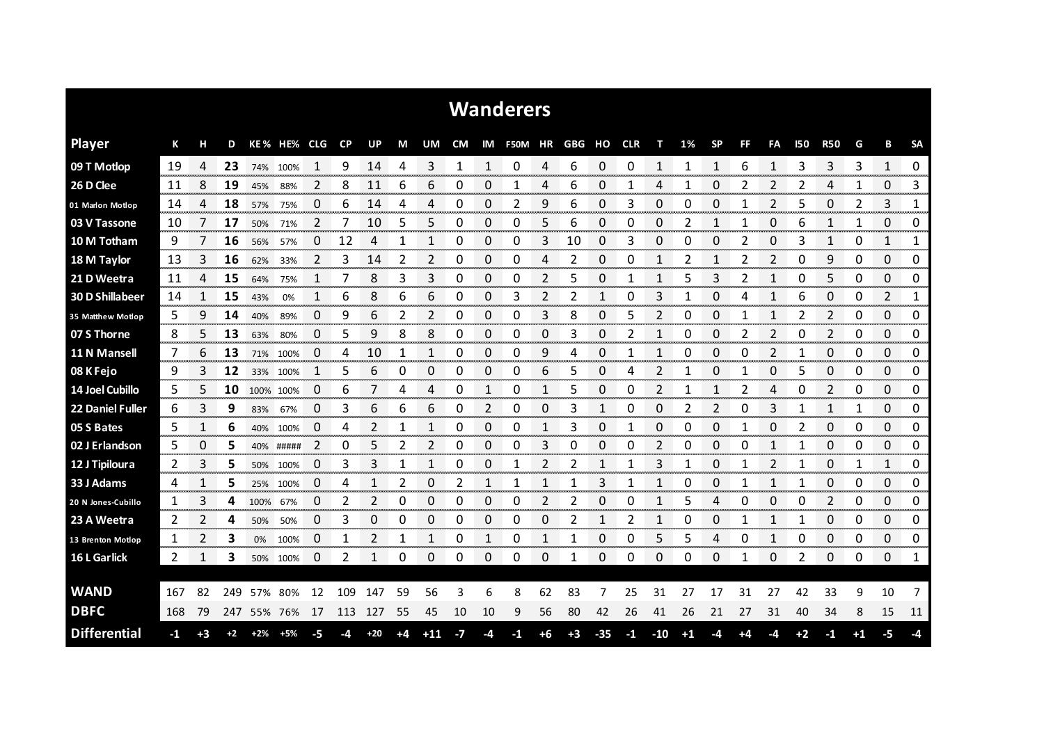# Wanderers

| Player | K | H | D | KE% | HE% | CLG | CP | UP | M | UM | CM | IM | F50M | HR | GBG | HO | CLR | T | 1% | SP | FF | FA | I50 | R50 | G | B | SA |
|---|---|---|---|---|---|---|---|---|---|---|---|---|---|---|---|---|---|---|---|---|---|---|---|---|---|---|---|
| 09 T Motlop | 19 | 4 | **23** | 74% | 100% | 1 | 9 | 14 | 4 | 3 | 1 | 1 | 0 | 4 | 6 | 0 | 0 | 1 | 1 | 1 | 6 | 1 | 3 | 3 | 3 | 1 | 0 |
| 26 D Clee | 11 | 8 | **19** | 45% | 88% | 2 | 8 | 11 | 6 | 6 | 0 | 0 | 1 | 4 | 6 | 0 | 1 | 4 | 1 | 0 | 2 | 2 | 2 | 4 | 1 | 0 | 3 |
| 01 Marlon Motlop | 14 | 4 | **18** | 57% | 75% | 0 | 6 | 14 | 4 | 4 | 0 | 0 | 2 | 9 | 6 | 0 | 3 | 0 | 0 | 0 | 1 | 2 | 5 | 0 | 2 | 3 | 1 |
| 03 V Tassone | 10 | 7 | **17** | 50% | 71% | 2 | 7 | 10 | 5 | 5 | 0 | 0 | 0 | 5 | 6 | 0 | 0 | 0 | 2 | 1 | 1 | 0 | 6 | 1 | 1 | 0 | 0 |
| 10 M Totham | 9 | 7 | **16** | 56% | 57% | 0 | 12 | 4 | 1 | 1 | 0 | 0 | 0 | 3 | 10 | 0 | 3 | 0 | 0 | 0 | 2 | 0 | 3 | 1 | 0 | 1 | 1 |
| 18 M Taylor | 13 | 3 | **16** | 62% | 33% | 2 | 3 | 14 | 2 | 2 | 0 | 0 | 0 | 4 | 2 | 0 | 0 | 1 | 2 | 1 | 2 | 2 | 0 | 9 | 0 | 0 | 0 |
| 21 D Weetra | 11 | 4 | **15** | 64% | 75% | 1 | 7 | 8 | 3 | 3 | 0 | 0 | 0 | 2 | 5 | 0 | 1 | 1 | 5 | 3 | 2 | 1 | 0 | 5 | 0 | 0 | 0 |
| 30 D Shillabeer | 14 | 1 | **15** | 43% | 0% | 1 | 6 | 8 | 6 | 6 | 0 | 0 | 3 | 2 | 2 | 1 | 0 | 3 | 1 | 0 | 4 | 1 | 6 | 0 | 0 | 2 | 1 |
| 35 Matthew Motlop | 5 | 9 | **14** | 40% | 89% | 0 | 9 | 6 | 2 | 2 | 0 | 0 | 0 | 3 | 8 | 0 | 5 | 2 | 0 | 0 | 1 | 1 | 2 | 2 | 0 | 0 | 0 |
| 07 S Thorne | 8 | 5 | **13** | 63% | 80% | 0 | 5 | 9 | 8 | 8 | 0 | 0 | 0 | 0 | 3 | 0 | 2 | 1 | 0 | 0 | 2 | 2 | 0 | 2 | 0 | 0 | 0 |
| 11 N Mansell | 7 | 6 | **13** | 71% | 100% | 0 | 4 | 10 | 1 | 1 | 0 | 0 | 0 | 9 | 4 | 0 | 1 | 1 | 0 | 0 | 0 | 2 | 1 | 0 | 0 | 0 | 0 |
| 08 K Fejo | 9 | 3 | **12** | 33% | 100% | 1 | 5 | 6 | 0 | 0 | 0 | 0 | 0 | 6 | 5 | 0 | 4 | 2 | 1 | 0 | 1 | 0 | 5 | 0 | 0 | 0 | 0 |
| 14 Joel Cubillo | 5 | 5 | **10** | 100% | 100% | 0 | 6 | 7 | 4 | 4 | 0 | 1 | 0 | 1 | 5 | 0 | 0 | 2 | 1 | 1 | 2 | 4 | 0 | 2 | 0 | 0 | 0 |
| 22 Daniel Fuller | 6 | 3 | **9** | 83% | 67% | 0 | 3 | 6 | 6 | 6 | 0 | 2 | 0 | 0 | 3 | 1 | 0 | 0 | 2 | 2 | 0 | 3 | 1 | 1 | 1 | 0 | 0 |
| 05 S Bates | 5 | 1 | **6** | 40% | 100% | 0 | 4 | 2 | 1 | 1 | 0 | 0 | 0 | 1 | 3 | 0 | 1 | 0 | 0 | 0 | 1 | 0 | 2 | 0 | 0 | 0 | 0 |
| 02 J Erlandson | 5 | 0 | **5** | 40% | ##### | 2 | 0 | 5 | 2 | 2 | 0 | 0 | 0 | 3 | 0 | 0 | 0 | 2 | 0 | 0 | 0 | 1 | 1 | 0 | 0 | 0 | 0 |
| 12 J Tipiloura | 2 | 3 | **5** | 50% | 100% | 0 | 3 | 3 | 1 | 1 | 0 | 0 | 1 | 2 | 2 | 1 | 1 | 3 | 1 | 0 | 1 | 2 | 1 | 0 | 1 | 1 | 0 |
| 33 J Adams | 4 | 1 | **5** | 25% | 100% | 0 | 4 | 1 | 2 | 0 | 2 | 1 | 1 | 1 | 1 | 3 | 1 | 1 | 0 | 0 | 1 | 1 | 1 | 0 | 0 | 0 | 0 |
| 20 N Jones-Cubillo | 1 | 3 | **4** | 100% | 67% | 0 | 2 | 2 | 0 | 0 | 0 | 0 | 0 | 2 | 2 | 0 | 0 | 1 | 5 | 4 | 0 | 0 | 0 | 2 | 0 | 0 | 0 |
| 23 A Weetra | 2 | 2 | **4** | 50% | 50% | 0 | 3 | 0 | 0 | 0 | 0 | 0 | 0 | 0 | 2 | 1 | 2 | 1 | 0 | 0 | 1 | 1 | 1 | 0 | 0 | 0 | 0 |
| 13 Brenton Motlop | 1 | 2 | **3** | 0% | 100% | 0 | 1 | 2 | 1 | 1 | 0 | 1 | 0 | 1 | 1 | 0 | 0 | 5 | 5 | 4 | 0 | 1 | 0 | 0 | 0 | 0 | 0 |
| 16 L Garlick | 2 | 1 | **3** | 50% | 100% | 0 | 2 | 1 | 0 | 0 | 0 | 0 | 0 | 0 | 1 | 0 | 0 | 0 | 0 | 0 | 1 | 0 | 2 | 0 | 0 | 0 | 1 |
| | | | | | | | | | | | | | | | | | | | | | | | | | | | |
| **WAND** | 167 | 82 | 249 | 57% | 80% | 12 | 109 | 147 | 59 | 56 | 3 | 6 | 8 | 62 | 83 | 7 | 25 | 31 | 27 | 17 | 31 | 27 | 42 | 33 | 9 | 10 | 7 |
| **DBFC** | 168 | 79 | 247 | 55% | 76% | 17 | 113 | 127 | 55 | 45 | 10 | 10 | 9 | 56 | 80 | 42 | 26 | 41 | 26 | 21 | 27 | 31 | 40 | 34 | 8 | 15 | 11 |
| **Differential** | -1 | +3 | +2 | +2% | +5% | -5 | -4 | +20 | +4 | +11 | -7 | -4 | -1 | +6 | +3 | -35 | -1 | -10 | +1 | -4 | +4 | -4 | +2 | -1 | +1 | -5 | -4 |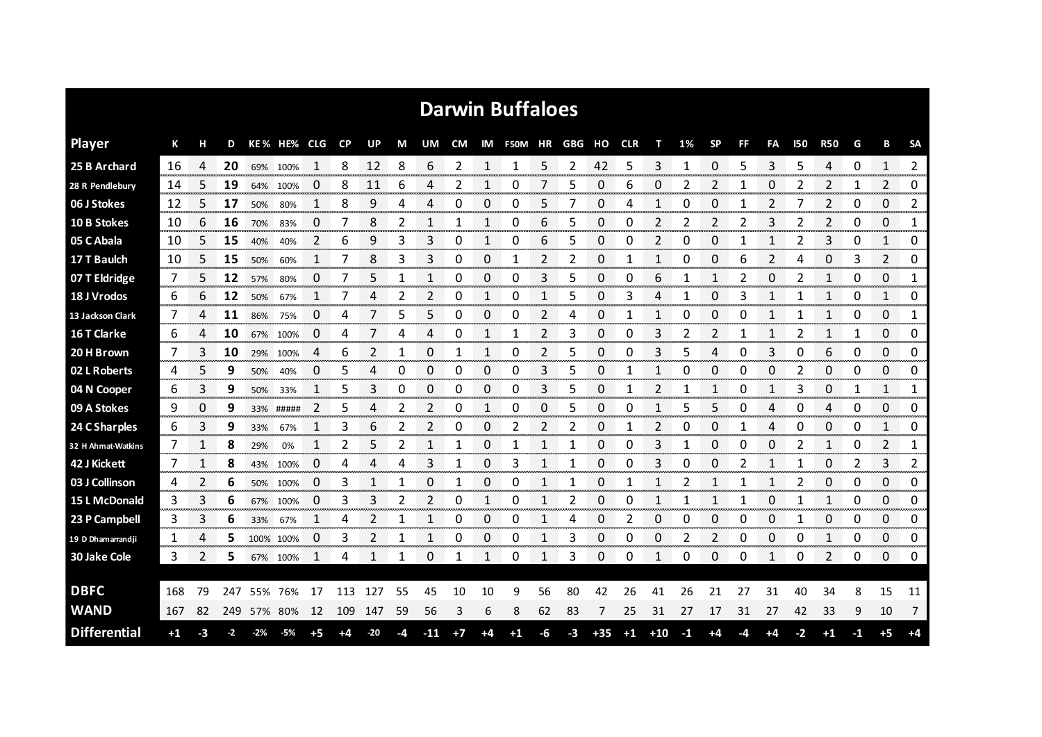# Darwin Buffaloes

| Player | K | H | D | KE % | HE% | CLG | CP | UP | M | UM | CM | IM | F50M | HR | GBG | HO | CLR | T | 1% | SP | FF | FA | I50 | R50 | G | B | SA |
|---|---|---|---|---|---|---|---|---|---|---|---|---|---|---|---|---|---|---|---|---|---|---|---|---|---|---|---|
| 25 B Archard | 16 | 4 | **20** | 69% | 100% | 1 | 8 | 12 | 8 | 6 | 2 | 1 | 1 | 5 | 2 | 42 | 5 | 3 | 1 | 0 | 5 | 3 | 5 | 4 | 0 | 1 | 2 |
| 28 R Pendlebury | 14 | 5 | **19** | 64% | 100% | 0 | 8 | 11 | 6 | 4 | 2 | 1 | 0 | 7 | 5 | 0 | 6 | 0 | 2 | 2 | 1 | 0 | 2 | 2 | 1 | 2 | 0 |
| 06 J Stokes | 12 | 5 | **17** | 50% | 80% | 1 | 8 | 9 | 4 | 4 | 0 | 0 | 0 | 5 | 7 | 0 | 4 | 1 | 0 | 0 | 1 | 2 | 7 | 2 | 0 | 0 | 2 |
| 10 B Stokes | 10 | 6 | **16** | 70% | 83% | 0 | 7 | 8 | 2 | 1 | 1 | 1 | 0 | 6 | 5 | 0 | 0 | 2 | 2 | 2 | 2 | 3 | 2 | 2 | 0 | 0 | 1 |
| 05 C Abala | 10 | 5 | **15** | 40% | 40% | 2 | 6 | 9 | 3 | 3 | 0 | 1 | 0 | 6 | 5 | 0 | 0 | 2 | 0 | 0 | 1 | 1 | 2 | 3 | 0 | 1 | 0 |
| 17 T Baulch | 10 | 5 | **15** | 50% | 60% | 1 | 7 | 8 | 3 | 3 | 0 | 0 | 1 | 2 | 2 | 0 | 1 | 1 | 0 | 0 | 6 | 2 | 4 | 0 | 3 | 2 | 0 |
| 07 T Eldridge | 7 | 5 | **12** | 57% | 80% | 0 | 7 | 5 | 1 | 1 | 0 | 0 | 0 | 3 | 5 | 0 | 0 | 6 | 1 | 1 | 2 | 0 | 2 | 1 | 0 | 0 | 1 |
| 18 J Vrodos | 6 | 6 | **12** | 50% | 67% | 1 | 7 | 4 | 2 | 2 | 0 | 1 | 0 | 1 | 5 | 0 | 3 | 4 | 1 | 0 | 3 | 1 | 1 | 1 | 0 | 1 | 0 |
| 13 Jackson Clark | 7 | 4 | **11** | 86% | 75% | 0 | 4 | 7 | 5 | 5 | 0 | 0 | 0 | 2 | 4 | 0 | 1 | 1 | 0 | 0 | 0 | 1 | 1 | 1 | 0 | 0 | 1 |
| 16 T Clarke | 6 | 4 | **10** | 67% | 100% | 0 | 4 | 7 | 4 | 4 | 0 | 1 | 1 | 2 | 3 | 0 | 0 | 3 | 2 | 2 | 1 | 1 | 2 | 1 | 1 | 0 | 0 |
| 20 H Brown | 7 | 3 | **10** | 29% | 100% | 4 | 6 | 2 | 1 | 0 | 1 | 1 | 0 | 2 | 5 | 0 | 0 | 3 | 5 | 4 | 0 | 3 | 0 | 6 | 0 | 0 | 0 |
| 02 L Roberts | 4 | 5 | **9** | 50% | 40% | 0 | 5 | 4 | 0 | 0 | 0 | 0 | 0 | 3 | 5 | 0 | 1 | 1 | 0 | 0 | 0 | 0 | 2 | 0 | 0 | 0 | 0 |
| 04 N Cooper | 6 | 3 | **9** | 50% | 33% | 1 | 5 | 3 | 0 | 0 | 0 | 0 | 0 | 3 | 5 | 0 | 1 | 2 | 1 | 1 | 0 | 1 | 3 | 0 | 1 | 1 | 1 |
| 09 A Stokes | 9 | 0 | **9** | 33% | ##### | 2 | 5 | 4 | 2 | 2 | 0 | 1 | 0 | 0 | 5 | 0 | 0 | 1 | 5 | 5 | 0 | 4 | 0 | 4 | 0 | 0 | 0 |
| 24 C Sharples | 6 | 3 | **9** | 33% | 67% | 1 | 3 | 6 | 2 | 2 | 0 | 0 | 2 | 2 | 2 | 0 | 1 | 2 | 0 | 0 | 1 | 4 | 0 | 0 | 0 | 1 | 0 |
| 32 H Ahmat-Watkins | 7 | 1 | **8** | 29% | 0% | 1 | 2 | 5 | 2 | 1 | 1 | 0 | 1 | 1 | 1 | 0 | 0 | 3 | 1 | 0 | 0 | 0 | 2 | 1 | 0 | 2 | 1 |
| 42 J Kickett | 7 | 1 | **8** | 43% | 100% | 0 | 4 | 4 | 4 | 3 | 1 | 0 | 3 | 1 | 1 | 0 | 0 | 3 | 0 | 0 | 2 | 1 | 1 | 0 | 2 | 3 | 2 |
| 03 J Collinson | 4 | 2 | **6** | 50% | 100% | 0 | 3 | 1 | 1 | 0 | 1 | 0 | 0 | 1 | 1 | 0 | 1 | 1 | 2 | 1 | 1 | 1 | 2 | 0 | 0 | 0 | 0 |
| 15 L McDonald | 3 | 3 | **6** | 67% | 100% | 0 | 3 | 3 | 2 | 2 | 0 | 1 | 0 | 1 | 2 | 0 | 0 | 1 | 1 | 1 | 1 | 0 | 1 | 1 | 0 | 0 | 0 |
| 23 P Campbell | 3 | 3 | **6** | 33% | 67% | 1 | 4 | 2 | 1 | 1 | 0 | 0 | 0 | 1 | 4 | 0 | 2 | 0 | 0 | 0 | 0 | 0 | 1 | 0 | 0 | 0 | 0 |
| 19 D Dhamarrandji | 1 | 4 | **5** | 100% | 100% | 0 | 3 | 2 | 1 | 1 | 0 | 0 | 0 | 1 | 3 | 0 | 0 | 0 | 2 | 2 | 0 | 0 | 0 | 1 | 0 | 0 | 0 |
| 30 Jake Cole | 3 | 2 | **5** | 67% | 100% | 1 | 4 | 1 | 1 | 0 | 1 | 1 | 0 | 1 | 3 | 0 | 0 | 1 | 0 | 0 | 0 | 1 | 0 | 2 | 0 | 0 | 0 |
| **DBFC** | 168 | 79 | 247 | 55% | 76% | 17 | 113 | 127 | 55 | 45 | 10 | 10 | 9 | 56 | 80 | 42 | 26 | 41 | 26 | 21 | 27 | 31 | 40 | 34 | 8 | 15 | 11 |
| **WAND** | 167 | 82 | 249 | 57% | 80% | 12 | 109 | 147 | 59 | 56 | 3 | 6 | 8 | 62 | 83 | 7 | 25 | 31 | 27 | 17 | 31 | 27 | 42 | 33 | 9 | 10 | 7 |
| **Differential** | +1 | -3 | -2 | -2% | -5% | +5 | +4 | -20 | -4 | -11 | +7 | +4 | +1 | -6 | -3 | +35 | +1 | +10 | -1 | +4 | -4 | +4 | -2 | +1 | -1 | +5 | +4 |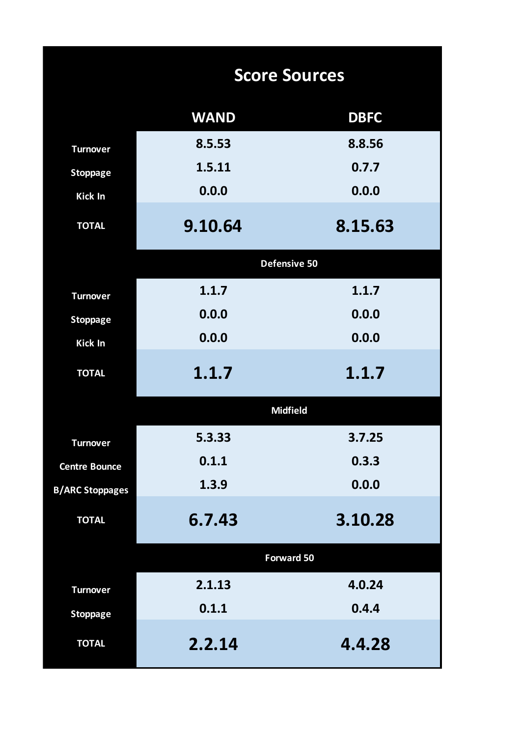## Score Sources

| | WAND | DBFC |
|---|---|---|
| Turnover | 8.5.53 | 8.8.56 |
| Stoppage | 1.5.11 | 0.7.7 |
| Kick In | 0.0.0 | 0.0.0 |
| **TOTAL** | **9.10.64** | **8.15.63** |
| **Defensive 50** | | |
| Turnover | 1.1.7 | 1.1.7 |
| Stoppage | 0.0.0 | 0.0.0 |
| Kick In | 0.0.0 | 0.0.0 |
| **TOTAL** | **1.1.7** | **1.1.7** |
| **Midfield** | | |
| Turnover | 5.3.33 | 3.7.25 |
| Centre Bounce | 0.1.1 | 0.3.3 |
| B/ARC Stoppages | 1.3.9 | 0.0.0 |
| **TOTAL** | **6.7.43** | **3.10.28** |
| **Forward 50** | | |
| Turnover | 2.1.13 | 4.0.24 |
| Stoppage | 0.1.1 | 0.4.4 |
| **TOTAL** | **2.2.14** | **4.4.28** |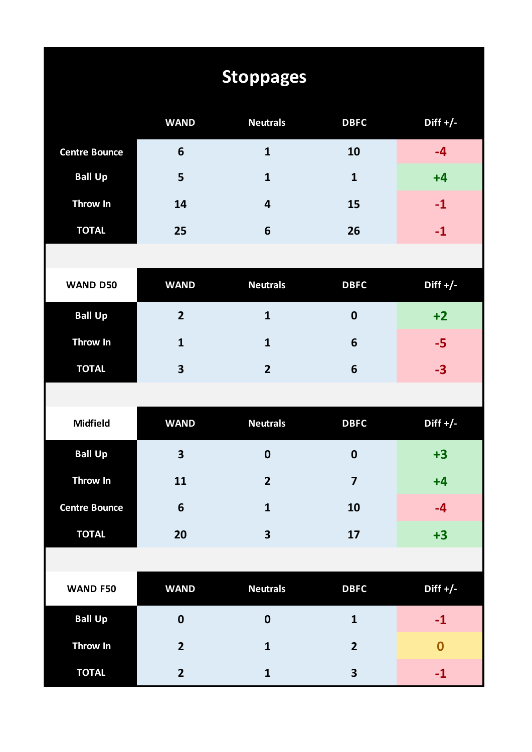# Stoppages

| | WAND | Neutrals | DBFC | Diff +/- |
|---|---|---|---|---|
| Centre Bounce | 6 | 1 | 10 | -4 |
| Ball Up | 5 | 1 | 1 | +4 |
| Throw In | 14 | 4 | 15 | -1 |
| TOTAL | 25 | 6 | 26 | -1 |

| WAND D50 | WAND | Neutrals | DBFC | Diff +/- |
|---|---|---|---|---|
| Ball Up | 2 | 1 | 0 | +2 |
| Throw In | 1 | 1 | 6 | -5 |
| TOTAL | 3 | 2 | 6 | -3 |

| Midfield | WAND | Neutrals | DBFC | Diff +/- |
|---|---|---|---|---|
| Ball Up | 3 | 0 | 0 | +3 |
| Throw In | 11 | 2 | 7 | +4 |
| Centre Bounce | 6 | 1 | 10 | -4 |
| TOTAL | 20 | 3 | 17 | +3 |

| WAND F50 | WAND | Neutrals | DBFC | Diff +/- |
|---|---|---|---|---|
| Ball Up | 0 | 0 | 1 | -1 |
| Throw In | 2 | 1 | 2 | 0 |
| TOTAL | 2 | 1 | 3 | -1 |